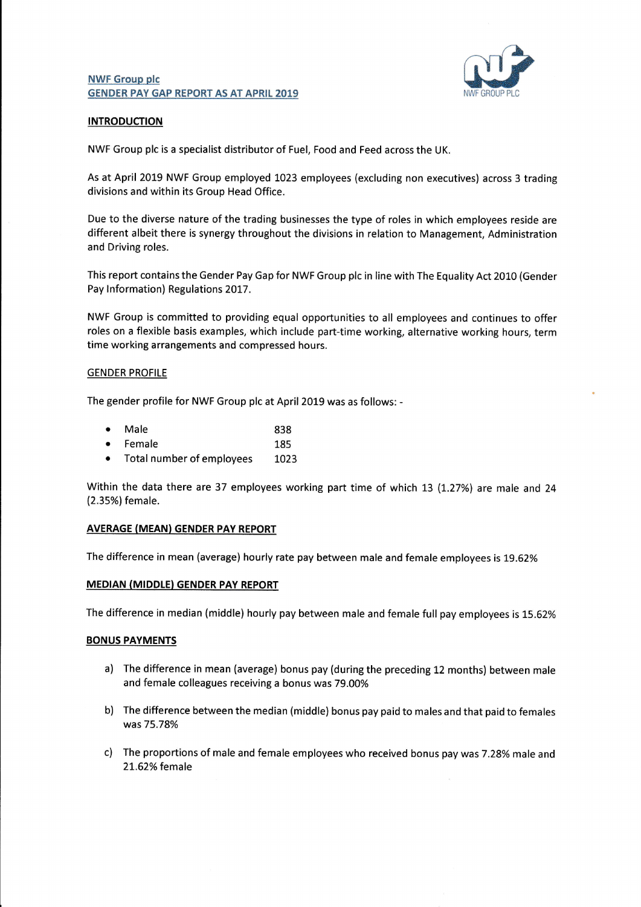NWF Group plc
GENDER PAY GAP REPORT AS AT APRIL 2019

NWF GROUP PLC

## INTRODUCTION

NWF Group plc is a specialist distributor of Fuel, Food and Feed across the UK.

As at April 2019 NWF Group employed 1023 employees (excluding non executives) across 3 trading divisions and within its Group Head Office.

Due to the diverse nature of the trading businesses the type of roles in which employees reside are different albeit there is synergy throughout the divisions in relation to Management, Administration and Driving roles.

This report contains the Gender Pay Gap for NWF Group plc in line with The Equality Act 2010 (Gender Pay Information) Regulations 2017.

NWF Group is committed to providing equal opportunities to all employees and continues to offer roles on a flexible basis examples, which include part-time working, alternative working hours, term time working arrangements and compressed hours.

## GENDER PROFILE

The gender profile for NWF Group plc at April 2019 was as follows: -

- Male 838
- Female 185
- Total number of employees 1023

Within the data there are 37 employees working part time of which 13 (1.27%) are male and 24 (2.35%) female.

## AVERAGE (MEAN) GENDER PAY REPORT

The difference in mean (average) hourly rate pay between male and female employees is 19.62%

## MEDIAN (MIDDLE) GENDER PAY REPORT

The difference in median (middle) hourly pay between male and female full pay employees is 15.62%

## BONUS PAYMENTS

a) The difference in mean (average) bonus pay (during the preceding 12 months) between male and female colleagues receiving a bonus was 79.00%

b) The difference between the median (middle) bonus pay paid to males and that paid to females was 75.78%

c) The proportions of male and female employees who received bonus pay was 7.28% male and 21.62% female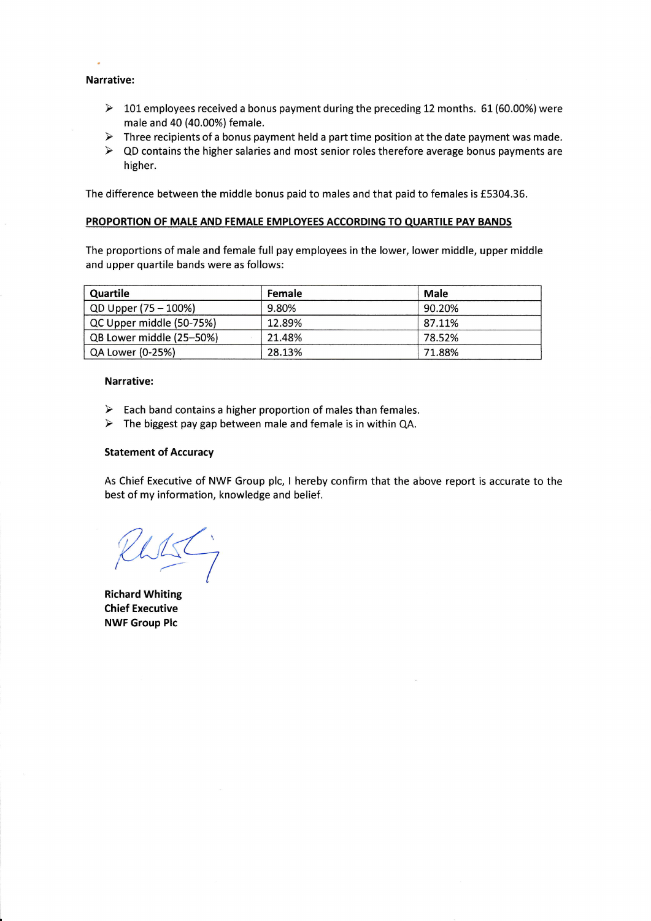**Narrative:**

- 101 employees received a bonus payment during the preceding 12 months. 61 (60.00%) were male and 40 (40.00%) female.
- Three recipients of a bonus payment held a part time position at the date payment was made.
- QD contains the higher salaries and most senior roles therefore average bonus payments are higher.

The difference between the middle bonus paid to males and that paid to females is £5304.36.

**PROPORTION OF MALE AND FEMALE EMPLOYEES ACCORDING TO QUARTILE PAY BANDS**

The proportions of male and female full pay employees in the lower, lower middle, upper middle and upper quartile bands were as follows:

| Quartile | Female | Male |
|---|---|---|
| QD Upper (75 – 100%) | 9.80% | 90.20% |
| QC Upper middle (50-75%) | 12.89% | 87.11% |
| QB Lower middle (25–50%) | 21.48% | 78.52% |
| QA Lower (0-25%) | 28.13% | 71.88% |

**Narrative:**

- Each band contains a higher proportion of males than females.
- The biggest pay gap between male and female is in within QA.

**Statement of Accuracy**

As Chief Executive of NWF Group plc, I hereby confirm that the above report is accurate to the best of my information, knowledge and belief.

**Richard Whiting**
**Chief Executive**
**NWF Group Plc**